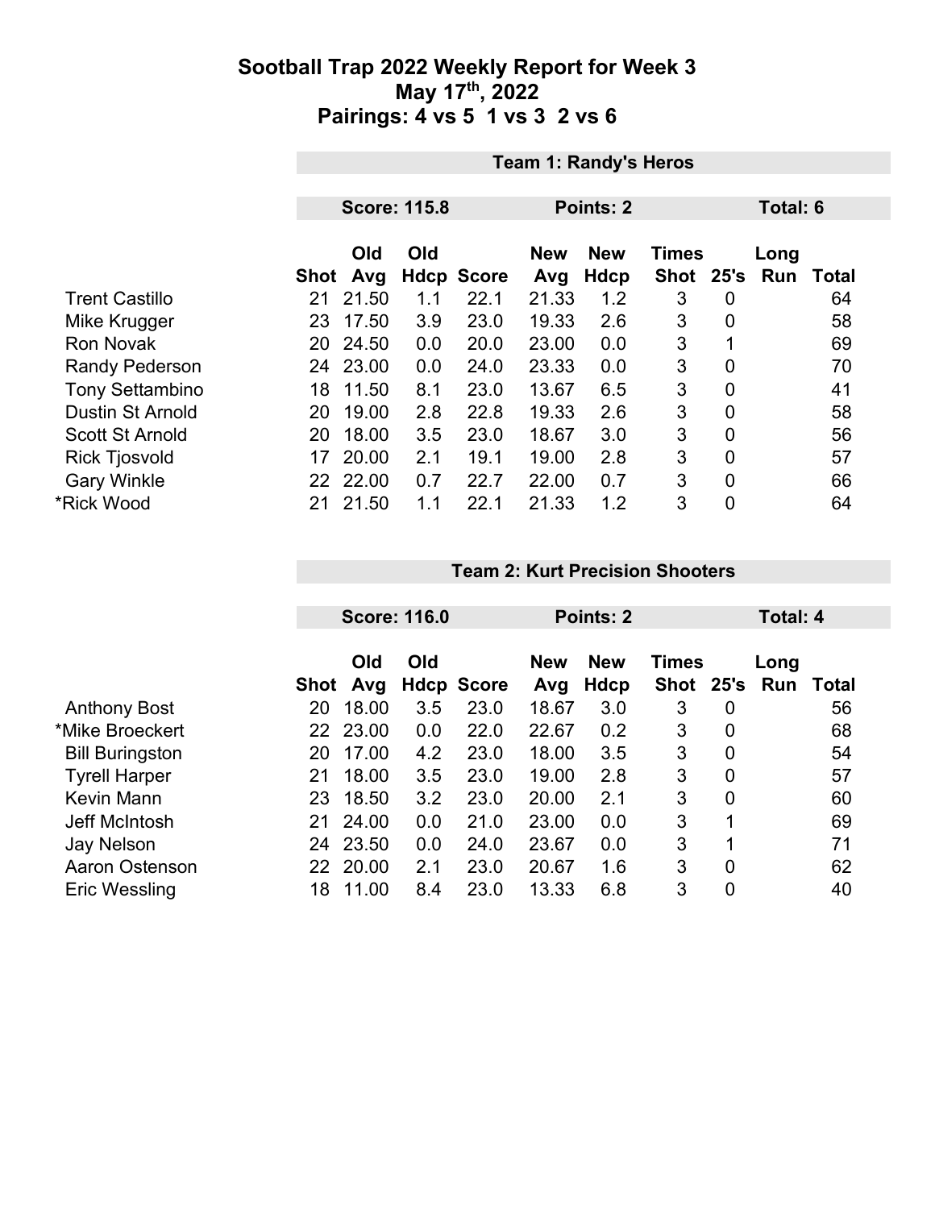# Sootball Trap 2022 Weekly Report for Week 3
## May 17th, 2022
## Pairings: 4 vs 5  1 vs 3  2 vs 6

### Team 1: Randy's Heros

**Score: 115.8** | **Points: 2** | **Total: 6**

| | Shot | Old Avg | Old Hdcp | Score | New Avg | New Hdcp | Times Shot | 25's | Long Run | Total |
|---|---|---|---|---|---|---|---|---|---|---|
| Trent Castillo | 21 | 21.50 | 1.1 | 22.1 | 21.33 | 1.2 | 3 | 0 | | 64 |
| Mike Krugger | 23 | 17.50 | 3.9 | 23.0 | 19.33 | 2.6 | 3 | 0 | | 58 |
| Ron Novak | 20 | 24.50 | 0.0 | 20.0 | 23.00 | 0.0 | 3 | 1 | | 69 |
| Randy Pederson | 24 | 23.00 | 0.0 | 24.0 | 23.33 | 0.0 | 3 | 0 | | 70 |
| Tony Settambino | 18 | 11.50 | 8.1 | 23.0 | 13.67 | 6.5 | 3 | 0 | | 41 |
| Dustin St Arnold | 20 | 19.00 | 2.8 | 22.8 | 19.33 | 2.6 | 3 | 0 | | 58 |
| Scott St Arnold | 20 | 18.00 | 3.5 | 23.0 | 18.67 | 3.0 | 3 | 0 | | 56 |
| Rick Tjosvold | 17 | 20.00 | 2.1 | 19.1 | 19.00 | 2.8 | 3 | 0 | | 57 |
| Gary Winkle | 22 | 22.00 | 0.7 | 22.7 | 22.00 | 0.7 | 3 | 0 | | 66 |
| *Rick Wood | 21 | 21.50 | 1.1 | 22.1 | 21.33 | 1.2 | 3 | 0 | | 64 |

### Team 2: Kurt Precision Shooters

**Score: 116.0** | **Points: 2** | **Total: 4**

| | Shot | Old Avg | Old Hdcp | Score | New Avg | New Hdcp | Times Shot | 25's | Long Run | Total |
|---|---|---|---|---|---|---|---|---|---|---|
| Anthony Bost | 20 | 18.00 | 3.5 | 23.0 | 18.67 | 3.0 | 3 | 0 | | 56 |
| *Mike Broeckert | 22 | 23.00 | 0.0 | 22.0 | 22.67 | 0.2 | 3 | 0 | | 68 |
| Bill Buringston | 20 | 17.00 | 4.2 | 23.0 | 18.00 | 3.5 | 3 | 0 | | 54 |
| Tyrell Harper | 21 | 18.00 | 3.5 | 23.0 | 19.00 | 2.8 | 3 | 0 | | 57 |
| Kevin Mann | 23 | 18.50 | 3.2 | 23.0 | 20.00 | 2.1 | 3 | 0 | | 60 |
| Jeff McIntosh | 21 | 24.00 | 0.0 | 21.0 | 23.00 | 0.0 | 3 | 1 | | 69 |
| Jay Nelson | 24 | 23.50 | 0.0 | 24.0 | 23.67 | 0.0 | 3 | 1 | | 71 |
| Aaron Ostenson | 22 | 20.00 | 2.1 | 23.0 | 20.67 | 1.6 | 3 | 0 | | 62 |
| Eric Wessling | 18 | 11.00 | 8.4 | 23.0 | 13.33 | 6.8 | 3 | 0 | | 40 |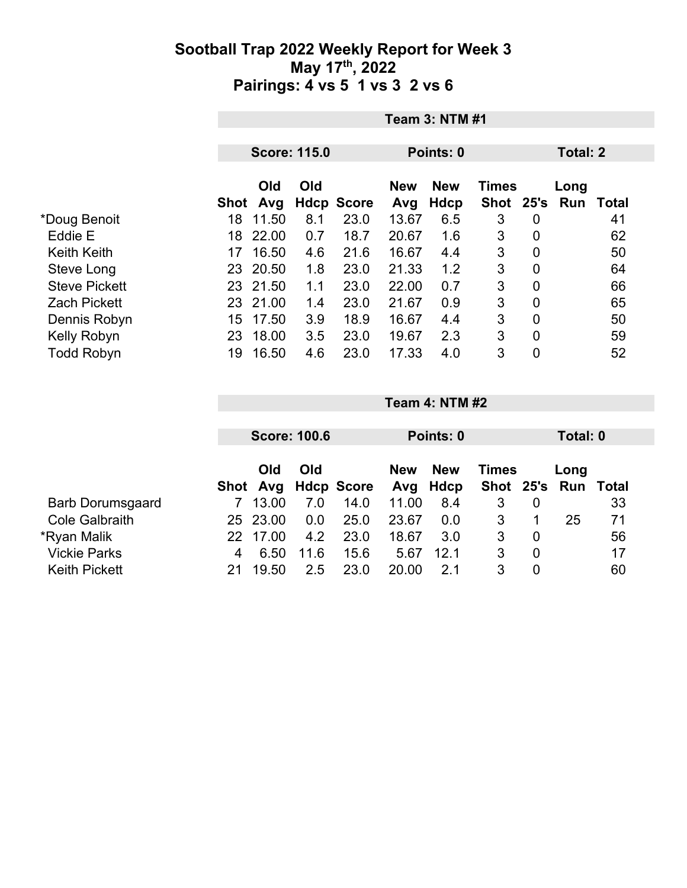# Sootball Trap 2022 Weekly Report for Week 3
## May 17th, 2022
## Pairings: 4 vs 5  1 vs 3  2 vs 6

### Team 3: NTM #1

**Score: 115.0** | **Points: 0** | **Total: 2**

| | Shot | Old Avg | Old Hdcp | Score | New Avg | New Hdcp | Times Shot | 25's | Long Run | Total |
|---|---|---|---|---|---|---|---|---|---|---|
| *Doug Benoit | 18 | 11.50 | 8.1 | 23.0 | 13.67 | 6.5 | 3 | 0 | | 41 |
| Eddie E | 18 | 22.00 | 0.7 | 18.7 | 20.67 | 1.6 | 3 | 0 | | 62 |
| Keith Keith | 17 | 16.50 | 4.6 | 21.6 | 16.67 | 4.4 | 3 | 0 | | 50 |
| Steve Long | 23 | 20.50 | 1.8 | 23.0 | 21.33 | 1.2 | 3 | 0 | | 64 |
| Steve Pickett | 23 | 21.50 | 1.1 | 23.0 | 22.00 | 0.7 | 3 | 0 | | 66 |
| Zach Pickett | 23 | 21.00 | 1.4 | 23.0 | 21.67 | 0.9 | 3 | 0 | | 65 |
| Dennis Robyn | 15 | 17.50 | 3.9 | 18.9 | 16.67 | 4.4 | 3 | 0 | | 50 |
| Kelly Robyn | 23 | 18.00 | 3.5 | 23.0 | 19.67 | 2.3 | 3 | 0 | | 59 |
| Todd Robyn | 19 | 16.50 | 4.6 | 23.0 | 17.33 | 4.0 | 3 | 0 | | 52 |

### Team 4: NTM #2

**Score: 100.6** | **Points: 0** | **Total: 0**

| | Shot | Old Avg | Old Hdcp | Score | New Avg | New Hdcp | Times Shot | 25's | Long Run | Total |
|---|---|---|---|---|---|---|---|---|---|---|
| Barb Dorumsgaard | 7 | 13.00 | 7.0 | 14.0 | 11.00 | 8.4 | 3 | 0 | | 33 |
| Cole Galbraith | 25 | 23.00 | 0.0 | 25.0 | 23.67 | 0.0 | 3 | 1 | 25 | 71 |
| *Ryan Malik | 22 | 17.00 | 4.2 | 23.0 | 18.67 | 3.0 | 3 | 0 | | 56 |
| Vickie Parks | 4 | 6.50 | 11.6 | 15.6 | 5.67 | 12.1 | 3 | 0 | | 17 |
| Keith Pickett | 21 | 19.50 | 2.5 | 23.0 | 20.00 | 2.1 | 3 | 0 | | 60 |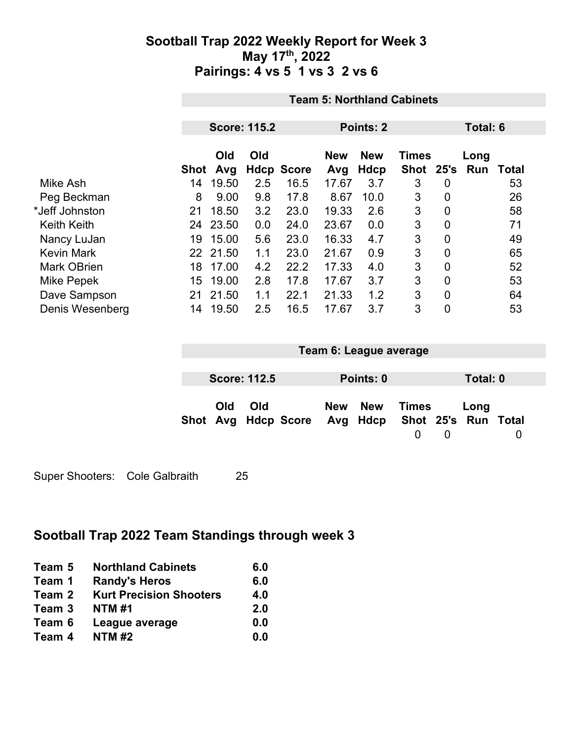# Sootball Trap 2022 Weekly Report for Week 3
## May 17th, 2022
## Pairings: 4 vs 5 1 vs 3 2 vs 6

**Team 5: Northland Cabinets**

**Score: 115.2** | **Points: 2** | **Total: 6**

| | Shot | Old Avg | Old Hdcp | Score | New Avg | New Hdcp | Times Shot | 25's | Long Run | Total |
|---|---|---|---|---|---|---|---|---|---|---|
| Mike Ash | 14 | 19.50 | 2.5 | 16.5 | 17.67 | 3.7 | 3 | 0 | | 53 |
| Peg Beckman | 8 | 9.00 | 9.8 | 17.8 | 8.67 | 10.0 | 3 | 0 | | 26 |
| *Jeff Johnston | 21 | 18.50 | 3.2 | 23.0 | 19.33 | 2.6 | 3 | 0 | | 58 |
| Keith Keith | 24 | 23.50 | 0.0 | 24.0 | 23.67 | 0.0 | 3 | 0 | | 71 |
| Nancy LuJan | 19 | 15.00 | 5.6 | 23.0 | 16.33 | 4.7 | 3 | 0 | | 49 |
| Kevin Mark | 22 | 21.50 | 1.1 | 23.0 | 21.67 | 0.9 | 3 | 0 | | 65 |
| Mark OBrien | 18 | 17.00 | 4.2 | 22.2 | 17.33 | 4.0 | 3 | 0 | | 52 |
| Mike Pepek | 15 | 19.00 | 2.8 | 17.8 | 17.67 | 3.7 | 3 | 0 | | 53 |
| Dave Sampson | 21 | 21.50 | 1.1 | 22.1 | 21.33 | 1.2 | 3 | 0 | | 64 |
| Denis Wesenberg | 14 | 19.50 | 2.5 | 16.5 | 17.67 | 3.7 | 3 | 0 | | 53 |

**Team 6: League average**

**Score: 112.5** | **Points: 0** | **Total: 0**

| | Shot | Old Avg | Old Hdcp | Score | New Avg | New Hdcp | Times Shot | 25's | Long Run | Total |
|---|---|---|---|---|---|---|---|---|---|---|
| | | | | | | | 0 | 0 | | 0 |

Super Shooters: Cole Galbraith 25

## Sootball Trap 2022 Team Standings through week 3

| | | |
|---|---|---|
| **Team 5** | **Northland Cabinets** | **6.0** |
| **Team 1** | **Randy's Heros** | **6.0** |
| **Team 2** | **Kurt Precision Shooters** | **4.0** |
| **Team 3** | **NTM #1** | **2.0** |
| **Team 6** | **League average** | **0.0** |
| **Team 4** | **NTM #2** | **0.0** |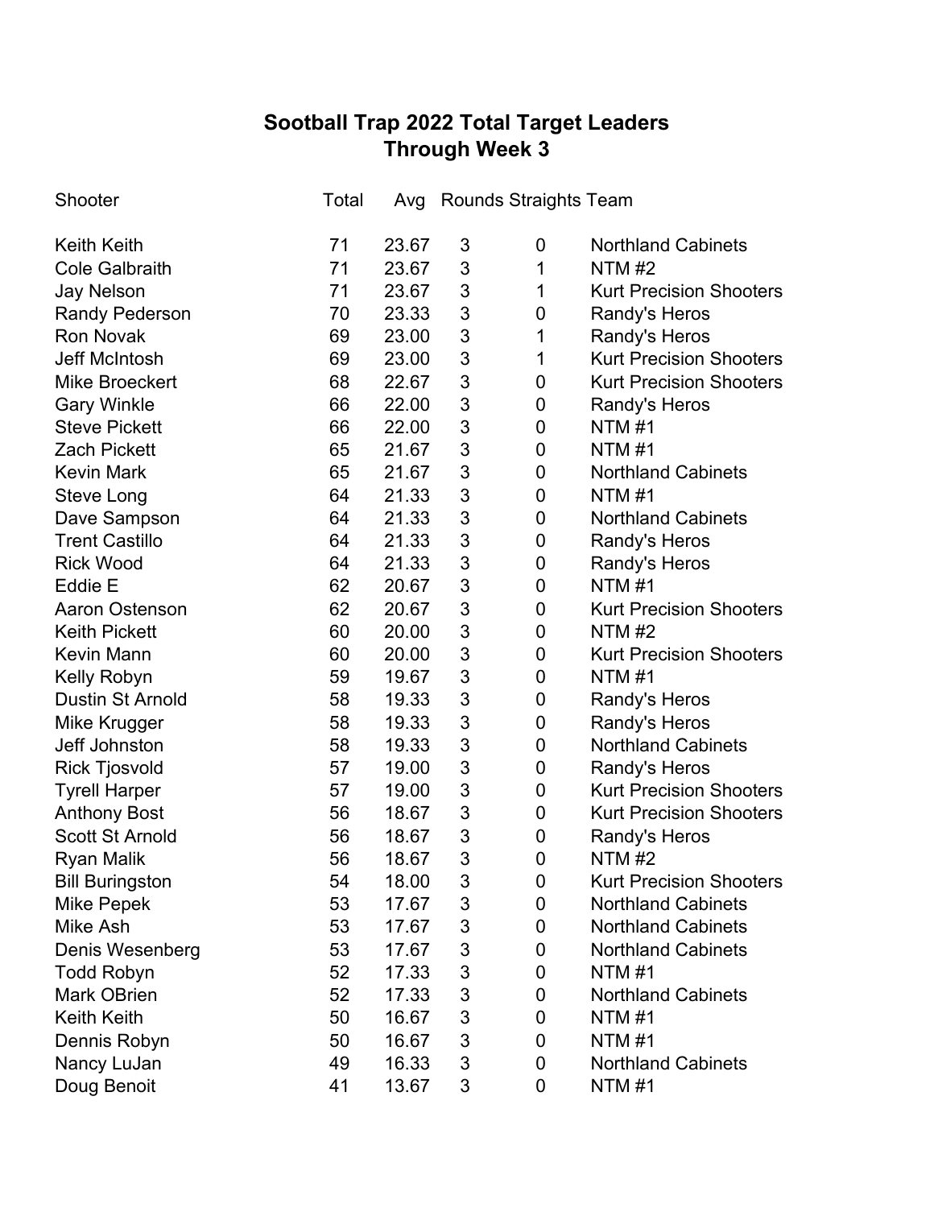# Sootball Trap 2022 Total Target Leaders
## Through Week 3

| Shooter | Total | Avg | Rounds | Straights | Team |
|---|---|---|---|---|---|
| Keith Keith | 71 | 23.67 | 3 | 0 | Northland Cabinets |
| Cole Galbraith | 71 | 23.67 | 3 | 1 | NTM #2 |
| Jay Nelson | 71 | 23.67 | 3 | 1 | Kurt Precision Shooters |
| Randy Pederson | 70 | 23.33 | 3 | 0 | Randy's Heros |
| Ron Novak | 69 | 23.00 | 3 | 1 | Randy's Heros |
| Jeff McIntosh | 69 | 23.00 | 3 | 1 | Kurt Precision Shooters |
| Mike Broeckert | 68 | 22.67 | 3 | 0 | Kurt Precision Shooters |
| Gary Winkle | 66 | 22.00 | 3 | 0 | Randy's Heros |
| Steve Pickett | 66 | 22.00 | 3 | 0 | NTM #1 |
| Zach Pickett | 65 | 21.67 | 3 | 0 | NTM #1 |
| Kevin Mark | 65 | 21.67 | 3 | 0 | Northland Cabinets |
| Steve Long | 64 | 21.33 | 3 | 0 | NTM #1 |
| Dave Sampson | 64 | 21.33 | 3 | 0 | Northland Cabinets |
| Trent Castillo | 64 | 21.33 | 3 | 0 | Randy's Heros |
| Rick Wood | 64 | 21.33 | 3 | 0 | Randy's Heros |
| Eddie E | 62 | 20.67 | 3 | 0 | NTM #1 |
| Aaron Ostenson | 62 | 20.67 | 3 | 0 | Kurt Precision Shooters |
| Keith Pickett | 60 | 20.00 | 3 | 0 | NTM #2 |
| Kevin Mann | 60 | 20.00 | 3 | 0 | Kurt Precision Shooters |
| Kelly Robyn | 59 | 19.67 | 3 | 0 | NTM #1 |
| Dustin St Arnold | 58 | 19.33 | 3 | 0 | Randy's Heros |
| Mike Krugger | 58 | 19.33 | 3 | 0 | Randy's Heros |
| Jeff Johnston | 58 | 19.33 | 3 | 0 | Northland Cabinets |
| Rick Tjosvold | 57 | 19.00 | 3 | 0 | Randy's Heros |
| Tyrell Harper | 57 | 19.00 | 3 | 0 | Kurt Precision Shooters |
| Anthony Bost | 56 | 18.67 | 3 | 0 | Kurt Precision Shooters |
| Scott St Arnold | 56 | 18.67 | 3 | 0 | Randy's Heros |
| Ryan Malik | 56 | 18.67 | 3 | 0 | NTM #2 |
| Bill Buringston | 54 | 18.00 | 3 | 0 | Kurt Precision Shooters |
| Mike Pepek | 53 | 17.67 | 3 | 0 | Northland Cabinets |
| Mike Ash | 53 | 17.67 | 3 | 0 | Northland Cabinets |
| Denis Wesenberg | 53 | 17.67 | 3 | 0 | Northland Cabinets |
| Todd Robyn | 52 | 17.33 | 3 | 0 | NTM #1 |
| Mark OBrien | 52 | 17.33 | 3 | 0 | Northland Cabinets |
| Keith Keith | 50 | 16.67 | 3 | 0 | NTM #1 |
| Dennis Robyn | 50 | 16.67 | 3 | 0 | NTM #1 |
| Nancy LuJan | 49 | 16.33 | 3 | 0 | Northland Cabinets |
| Doug Benoit | 41 | 13.67 | 3 | 0 | NTM #1 |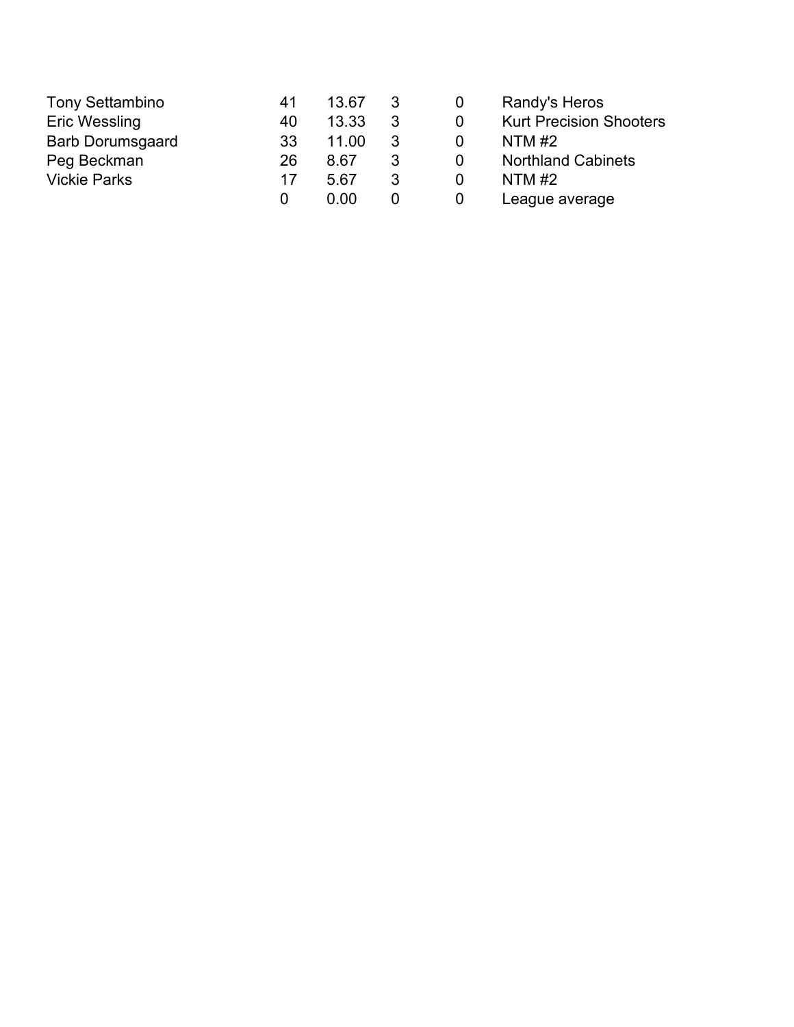| | | | | | |
|---|---|---|---|---|---|
| Tony Settambino | 41 | 13.67 | 3 | 0 | Randy's Heros |
| Eric Wessling | 40 | 13.33 | 3 | 0 | Kurt Precision Shooters |
| Barb Dorumsgaard | 33 | 11.00 | 3 | 0 | NTM #2 |
| Peg Beckman | 26 | 8.67 | 3 | 0 | Northland Cabinets |
| Vickie Parks | 17 | 5.67 | 3 | 0 | NTM #2 |
| | 0 | 0.00 | 0 | 0 | League average |